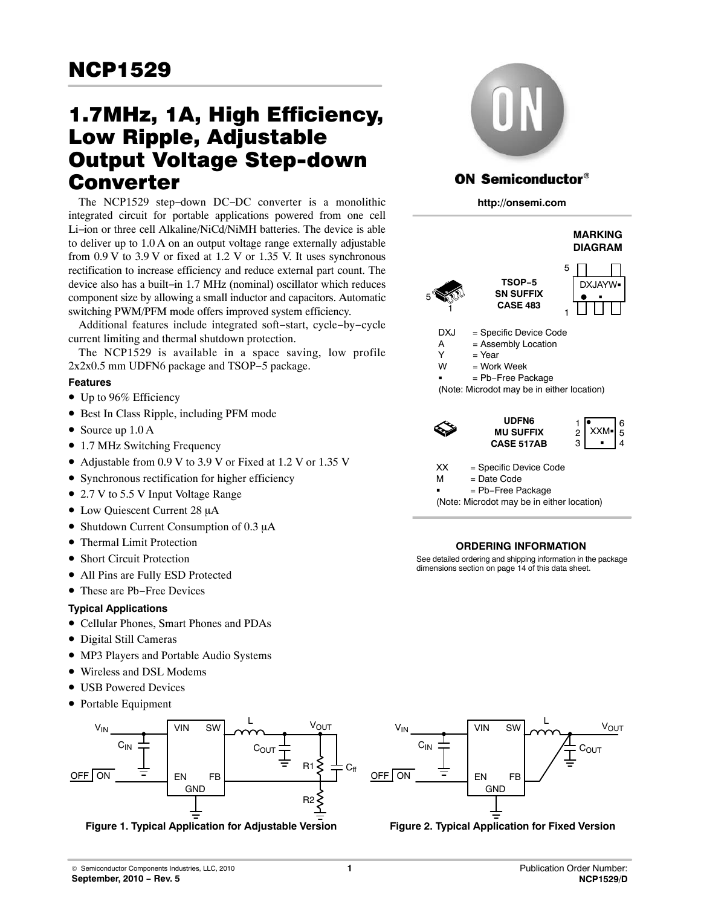# NCP1529

## 1.7MHz, 1A, High Efficiency, Low Ripple, Adjustable Output Voltage Step-down Converter

The NCP1529 step−down DC−DC converter is a monolithic integrated circuit for portable applications powered from one cell Li−ion or three cell Alkaline/NiCd/NiMH batteries. The device is able to deliver up to 1.0 A on an output voltage range externally adjustable from 0.9 V to 3.9 V or fixed at 1.2 V or 1.35 V. It uses synchronous rectification to increase efficiency and reduce external part count. The device also has a built−in 1.7 MHz (nominal) oscillator which reduces component size by allowing a small inductor and capacitors. Automatic switching PWM/PFM mode offers improved system efficiency.

Additional features include integrated soft−start, cycle−by−cycle current limiting and thermal shutdown protection.

The NCP1529 is available in a space saving, low profile 2x2x0.5 mm UDFN6 package and TSOP−5 package.

### Features

- Up to 96% Efficiency
- Best In Class Ripple, including PFM mode
- Source up 1.0 A
- 1.7 MHz Switching Frequency
- Adjustable from 0.9 V to 3.9 V or Fixed at 1.2 V or 1.35 V
- Synchronous rectification for higher efficiency
- 2.7 V to 5.5 V Input Voltage Range
- Low Quiescent Current 28 μA
- Shutdown Current Consumption of 0.3 μA
- Thermal Limit Protection
- Short Circuit Protection
- All Pins are Fully ESD Protected
- These are Pb−Free Devices

### Typical Applications

- Cellular Phones, Smart Phones and PDAs
- Digital Still Cameras
- MP3 Players and Portable Audio Systems
- Wireless and DSL Modems
- USB Powered Devices
- Portable Equipment

**ON Semiconductor®**

**http://onsemi.com**

**MARKING DIAGRAM**

**TSOP−5**
**SN SUFFIX**
**CASE 483**

DXJAYW▪

DXJ = Specific Device Code
A = Assembly Location
Y = Year
W = Work Week
▪ = Pb−Free Package
(Note: Microdot may be in either location)

**UDFN6**
**MU SUFFIX**
**CASE 517AB**

XXM▪

XX = Specific Device Code
M = Date Code
▪ = Pb−Free Package
(Note: Microdot may be in either location)

**ORDERING INFORMATION**

See detailed ordering and shipping information in the package dimensions section on page 14 of this data sheet.

**Figure 1. Typical Application for Adjustable Version**

**Figure 2. Typical Application for Fixed Version**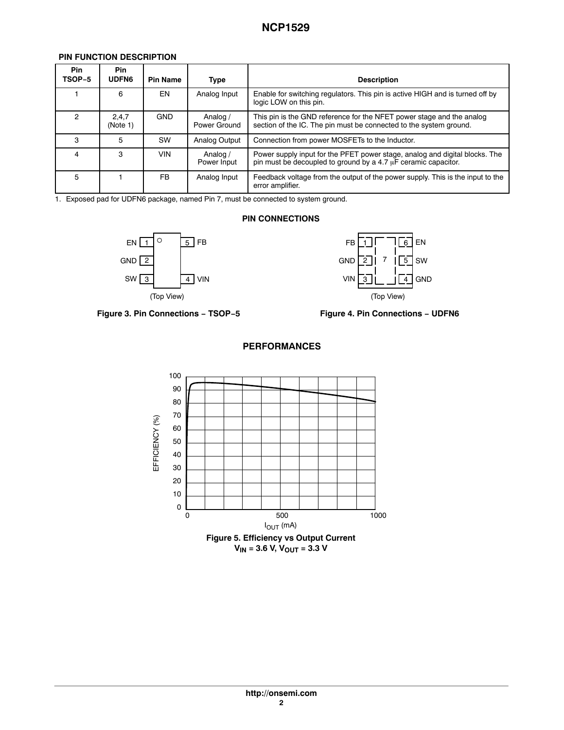## PIN FUNCTION DESCRIPTION

| Pin TSOP−5 | Pin UDFN6 | Pin Name | Type | Description |
|---|---|---|---|---|
| 1 | 6 | EN | Analog Input | Enable for switching regulators. This pin is active HIGH and is turned off by logic LOW on this pin. |
| 2 | 2,4,7 (Note 1) | GND | Analog / Power Ground | This pin is the GND reference for the NFET power stage and the analog section of the IC. The pin must be connected to the system ground. |
| 3 | 5 | SW | Analog Output | Connection from power MOSFETs to the Inductor. |
| 4 | 3 | VIN | Analog / Power Input | Power supply input for the PFET power stage, analog and digital blocks. The pin must be decoupled to ground by a 4.7 μF ceramic capacitor. |
| 5 | 1 | FB | Analog Input | Feedback voltage from the output of the power supply. This is the input to the error amplifier. |

1. Exposed pad for UDFN6 package, named Pin 7, must be connected to system ground.

## PIN CONNECTIONS

EN 1, GND 2, SW 3, VIN 4, FB 5 (Top View)

Figure 3. Pin Connections − TSOP−5

FB 1, GND 2, VIN 3, GND 4, SW 5, EN 6, 7 (Top View)

Figure 4. Pin Connections − UDFN6

## PERFORMANCES

Figure 5. Efficiency vs Output Current
$V_{IN}$ = 3.6 V, $V_{OUT}$ = 3.3 V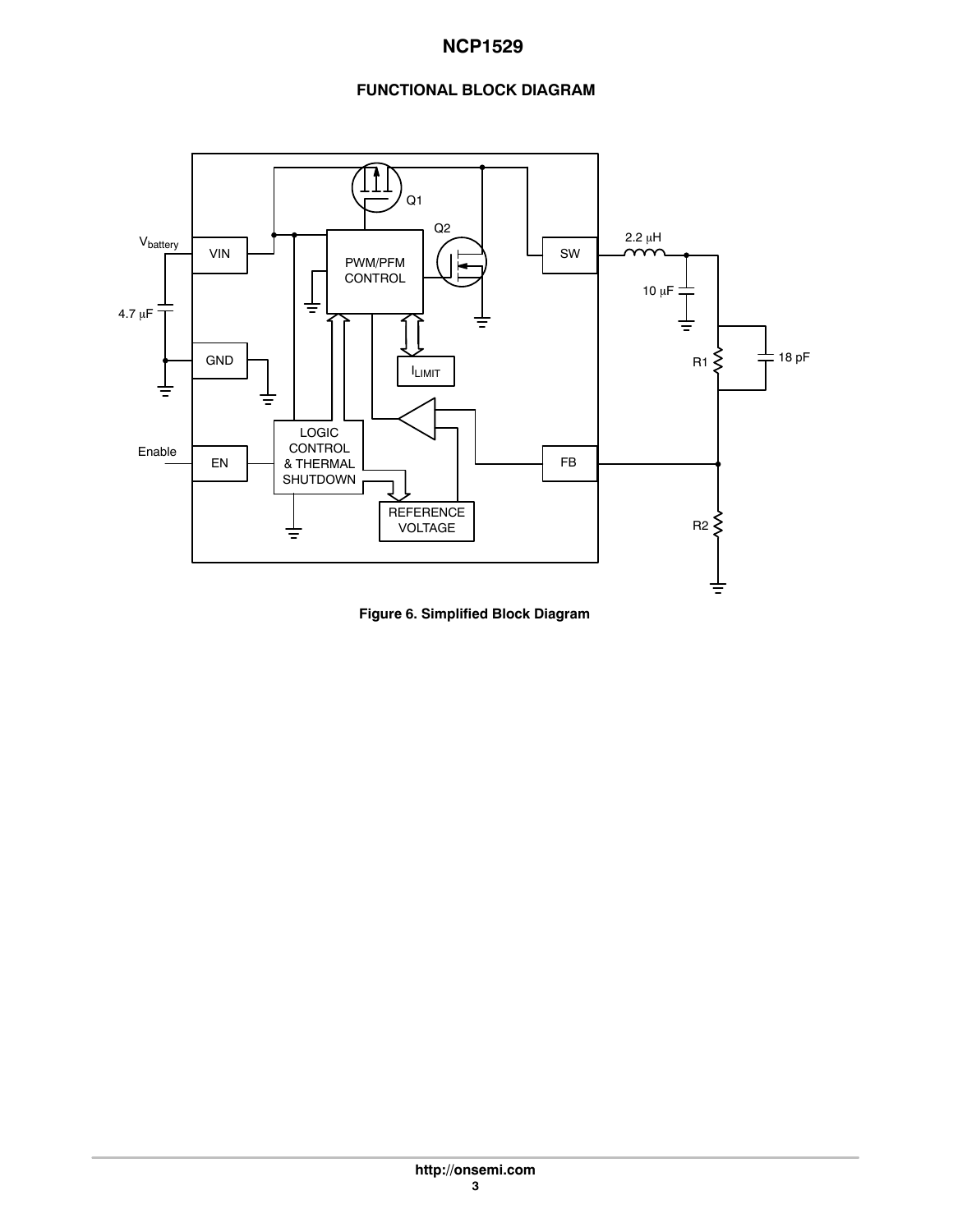## FUNCTIONAL BLOCK DIAGRAM

Figure 6. Simplified Block Diagram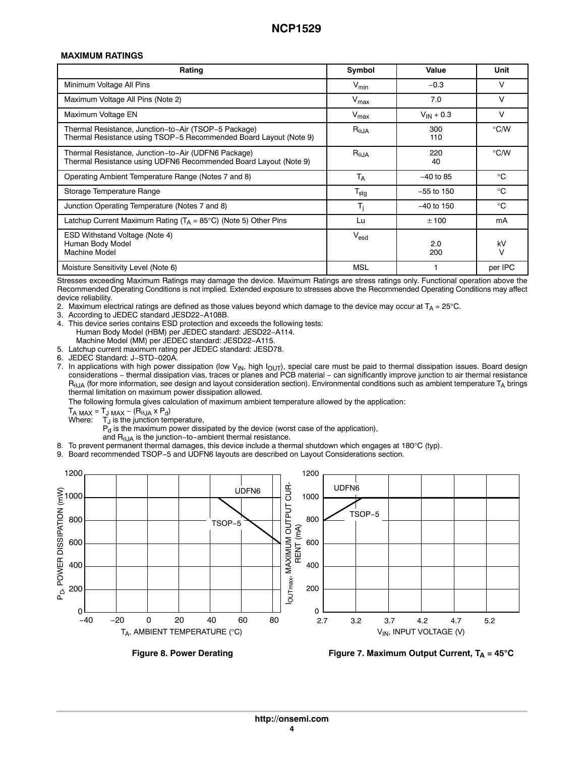## MAXIMUM RATINGS

| Rating | Symbol | Value | Unit |
|---|---|---|---|
| Minimum Voltage All Pins | $V_{min}$ | −0.3 | V |
| Maximum Voltage All Pins (Note 2) | $V_{max}$ | 7.0 | V |
| Maximum Voltage EN | $V_{max}$ | $V_{IN}$ + 0.3 | V |
| Thermal Resistance, Junction−to−Air (TSOP−5 Package)<br>Thermal Resistance using TSOP−5 Recommended Board Layout (Note 9) | $R_{\theta JA}$ | 300<br>110 | °C/W |
| Thermal Resistance, Junction−to−Air (UDFN6 Package)<br>Thermal Resistance using UDFN6 Recommended Board Layout (Note 9) | $R_{\theta JA}$ | 220<br>40 | °C/W |
| Operating Ambient Temperature Range (Notes 7 and 8) | $T_A$ | −40 to 85 | °C |
| Storage Temperature Range | $T_{stg}$ | −55 to 150 | °C |
| Junction Operating Temperature (Notes 7 and 8) | $T_j$ | −40 to 150 | °C |
| Latchup Current Maximum Rating ($T_A$ = 85°C) (Note 5) Other Pins | Lu | ± 100 | mA |
| ESD Withstand Voltage (Note 4)<br>Human Body Model<br>Machine Model | $V_{esd}$ | <br>2.0<br>200 | <br>kV<br>V |
| Moisture Sensitivity Level (Note 6) | MSL | 1 | per IPC |

Stresses exceeding Maximum Ratings may damage the device. Maximum Ratings are stress ratings only. Functional operation above the Recommended Operating Conditions is not implied. Extended exposure to stresses above the Recommended Operating Conditions may affect device reliability.

2. Maximum electrical ratings are defined as those values beyond which damage to the device may occur at $T_A$ = 25°C.
3. According to JEDEC standard JESD22−A108B.
4. This device series contains ESD protection and exceeds the following tests:
   Human Body Model (HBM) per JEDEC standard: JESD22−A114.
   Machine Model (MM) per JEDEC standard: JESD22−A115.
5. Latchup current maximum rating per JEDEC standard: JESD78.
6. JEDEC Standard: J−STD−020A.
7. In applications with high power dissipation (low $V_{IN}$, high $I_{OUT}$), special care must be paid to thermal dissipation issues. Board design considerations − thermal dissipation vias, traces or planes and PCB material − can significantly improve junction to air thermal resistance $R_{\theta JA}$ (for more information, see design and layout consideration section). Environmental conditions such as ambient temperature $T_A$ brings thermal limitation on maximum power dissipation allowed.
   The following formula gives calculation of maximum ambient temperature allowed by the application:
   $T_{A\ MAX} = T_{J\ MAX} - (R_{\theta JA} \times P_d)$
   Where: $T_J$ is the junction temperature,
   $P_d$ is the maximum power dissipated by the device (worst case of the application),
   and $R_{\theta JA}$ is the junction−to−ambient thermal resistance.
8. To prevent permanent thermal damages, this device include a thermal shutdown which engages at 180°C (typ).
9. Board recommended TSOP−5 and UDFN6 layouts are described on Layout Considerations section.

**Figure 8. Power Derating**

**Figure 7. Maximum Output Current, $T_A$ = 45°C**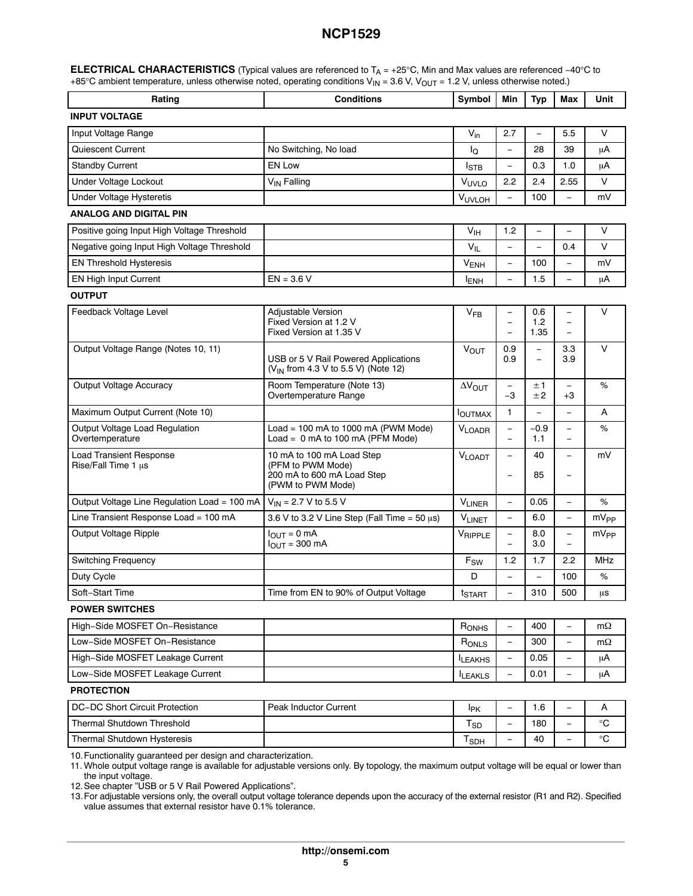**ELECTRICAL CHARACTERISTICS** (Typical values are referenced to $T_A$ = +25°C, Min and Max values are referenced −40°C to +85°C ambient temperature, unless otherwise noted, operating conditions $V_{IN}$ = 3.6 V, $V_{OUT}$ = 1.2 V, unless otherwise noted.)

| Rating | Conditions | Symbol | Min | Typ | Max | Unit |
|---|---|---|---|---|---|---|
| **INPUT VOLTAGE** | | | | | | |
| Input Voltage Range | | $V_{in}$ | 2.7 | – | 5.5 | V |
| Quiescent Current | No Switching, No load | $I_Q$ | – | 28 | 39 | μA |
| Standby Current | EN Low | $I_{STB}$ | – | 0.3 | 1.0 | μA |
| Under Voltage Lockout | $V_{IN}$ Falling | $V_{UVLO}$ | 2.2 | 2.4 | 2.55 | V |
| Under Voltage Hysteretis | | $V_{UVLOH}$ | – | 100 | – | mV |
| **ANALOG AND DIGITAL PIN** | | | | | | |
| Positive going Input High Voltage Threshold | | $V_{IH}$ | 1.2 | – | – | V |
| Negative going Input High Voltage Threshold | | $V_{IL}$ | – | – | 0.4 | V |
| EN Threshold Hysteresis | | $V_{ENH}$ | – | 100 | – | mV |
| EN High Input Current | EN = 3.6 V | $I_{ENH}$ | – | 1.5 | – | μA |
| **OUTPUT** | | | | | | |
| Feedback Voltage Level | Adjustable Version<br>Fixed Version at 1.2 V<br>Fixed Version at 1.35 V | $V_{FB}$ | –<br>–<br>– | 0.6<br>1.2<br>1.35 | –<br>–<br>– | V |
| Output Voltage Range (Notes 10, 11) | <br>USB or 5 V Rail Powered Applications ($V_{IN}$ from 4.3 V to 5.5 V) (Note 12) | $V_{OUT}$ | 0.9<br>0.9 | –<br>– | 3.3<br>3.9 | V |
| Output Voltage Accuracy | Room Temperature (Note 13)<br>Overtemperature Range | $\Delta V_{OUT}$ | –<br>−3 | ±1<br>±2 | –<br>+3 | % |
| Maximum Output Current (Note 10) | | $I_{OUTMAX}$ | 1 | – | – | A |
| Output Voltage Load Regulation Overtemperature | Load = 100 mA to 1000 mA (PWM Mode)<br>Load = 0 mA to 100 mA (PFM Mode) | $V_{LOADR}$ | –<br>– | −0.9<br>1.1 | –<br>– | % |
| Load Transient Response Rise/Fall Time 1 μs | 10 mA to 100 mA Load Step (PFM to PWM Mode)<br>200 mA to 600 mA Load Step (PWM to PWM Mode) | $V_{LOADT}$ | –<br>– | 40<br>85 | –<br>– | mV |
| Output Voltage Line Regulation Load = 100 mA | $V_{IN}$ = 2.7 V to 5.5 V | $V_{LINER}$ | – | 0.05 | – | % |
| Line Transient Response Load = 100 mA | 3.6 V to 3.2 V Line Step (Fall Time = 50 μs) | $V_{LINET}$ | – | 6.0 | – | $mV_{PP}$ |
| Output Voltage Ripple | $I_{OUT}$ = 0 mA<br>$I_{OUT}$ = 300 mA | $V_{RIPPLE}$ | –<br>– | 8.0<br>3.0 | –<br>– | $mV_{PP}$ |
| Switching Frequency | | $F_{SW}$ | 1.2 | 1.7 | 2.2 | MHz |
| Duty Cycle | | D | – | – | 100 | % |
| Soft−Start Time | Time from EN to 90% of Output Voltage | $t_{START}$ | – | 310 | 500 | μs |
| **POWER SWITCHES** | | | | | | |
| High−Side MOSFET On−Resistance | | $R_{ONHS}$ | – | 400 | – | mΩ |
| Low−Side MOSFET On−Resistance | | $R_{ONLS}$ | – | 300 | – | mΩ |
| High−Side MOSFET Leakage Current | | $I_{LEAKHS}$ | – | 0.05 | – | μA |
| Low−Side MOSFET Leakage Current | | $I_{LEAKLS}$ | – | 0.01 | – | μA |
| **PROTECTION** | | | | | | |
| DC−DC Short Circuit Protection | Peak Inductor Current | $I_{PK}$ | – | 1.6 | – | A |
| Thermal Shutdown Threshold | | $T_{SD}$ | – | 180 | – | °C |
| Thermal Shutdown Hysteresis | | $T_{SDH}$ | – | 40 | – | °C |

10. Functionality guaranteed per design and characterization.
11. Whole output voltage range is available for adjustable versions only. By topology, the maximum output voltage will be equal or lower than the input voltage.
12. See chapter "USB or 5 V Rail Powered Applications".
13. For adjustable versions only, the overall output voltage tolerance depends upon the accuracy of the external resistor (R1 and R2). Specified value assumes that external resistor have 0.1% tolerance.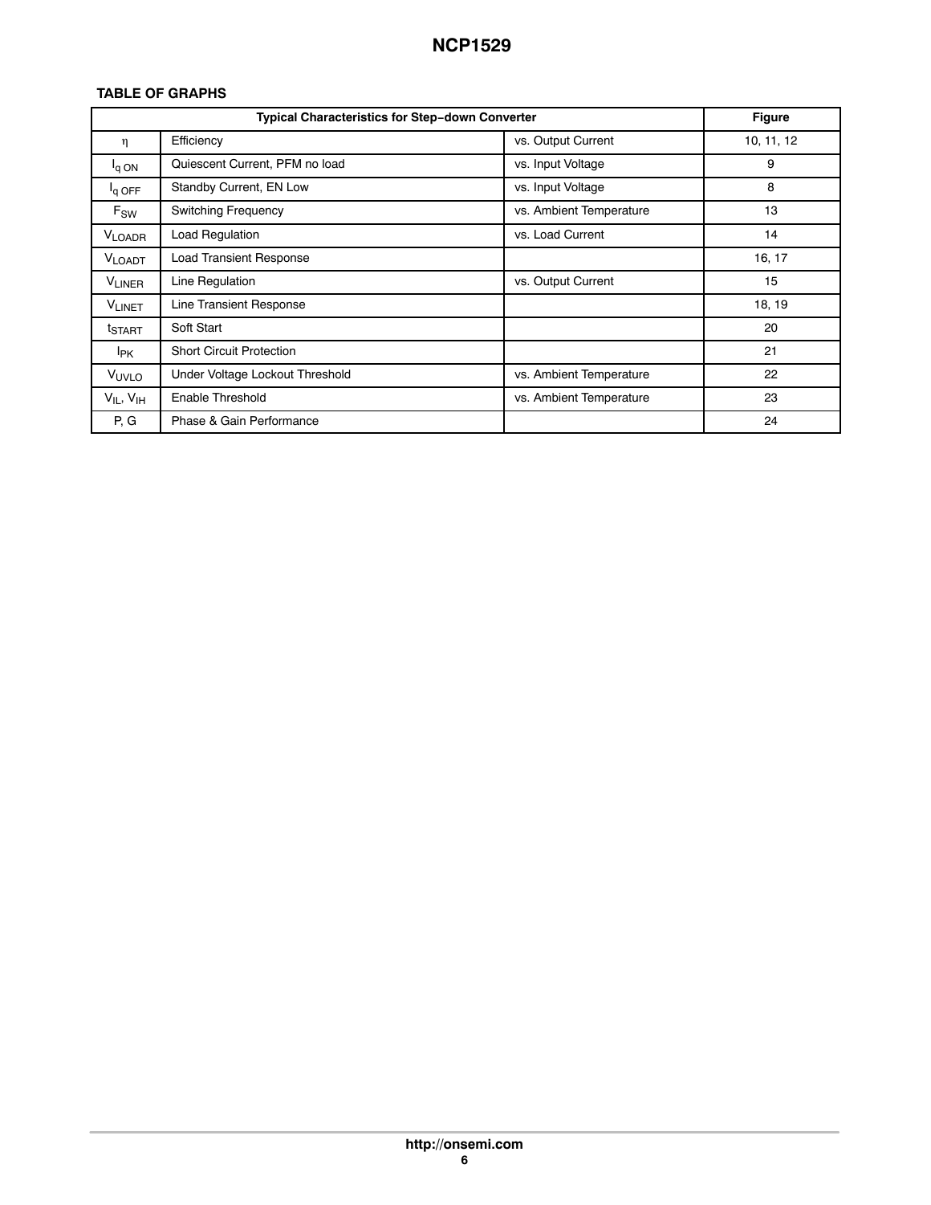## TABLE OF GRAPHS

| Typical Characteristics for Step−down Converter | | | Figure |
|---|---|---|---|
| $\eta$ | Efficiency | vs. Output Current | 10, 11, 12 |
| $I_{q\ ON}$ | Quiescent Current, PFM no load | vs. Input Voltage | 9 |
| $I_{q\ OFF}$ | Standby Current, EN Low | vs. Input Voltage | 8 |
| $F_{SW}$ | Switching Frequency | vs. Ambient Temperature | 13 |
| $V_{LOADR}$ | Load Regulation | vs. Load Current | 14 |
| $V_{LOADT}$ | Load Transient Response | | 16, 17 |
| $V_{LINER}$ | Line Regulation | vs. Output Current | 15 |
| $V_{LINET}$ | Line Transient Response | | 18, 19 |
| $t_{START}$ | Soft Start | | 20 |
| $I_{PK}$ | Short Circuit Protection | | 21 |
| $V_{UVLO}$ | Under Voltage Lockout Threshold | vs. Ambient Temperature | 22 |
| $V_{IL}$, $V_{IH}$ | Enable Threshold | vs. Ambient Temperature | 23 |
| P, G | Phase & Gain Performance | | 24 |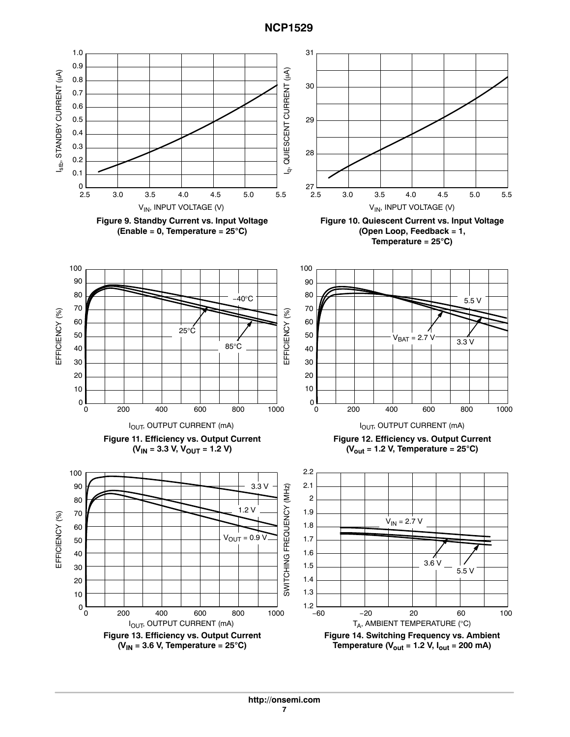Figure 9. Standby Current vs. Input Voltage (Enable = 0, Temperature = 25°C)

Figure 10. Quiescent Current vs. Input Voltage (Open Loop, Feedback = 1, Temperature = 25°C)

Figure 11. Efficiency vs. Output Current ($V_{IN}$ = 3.3 V, $V_{OUT}$ = 1.2 V)

Figure 12. Efficiency vs. Output Current ($V_{out}$ = 1.2 V, Temperature = 25°C)

Figure 13. Efficiency vs. Output Current ($V_{IN}$ = 3.6 V, Temperature = 25°C)

Figure 14. Switching Frequency vs. Ambient Temperature ($V_{out}$ = 1.2 V, $I_{out}$ = 200 mA)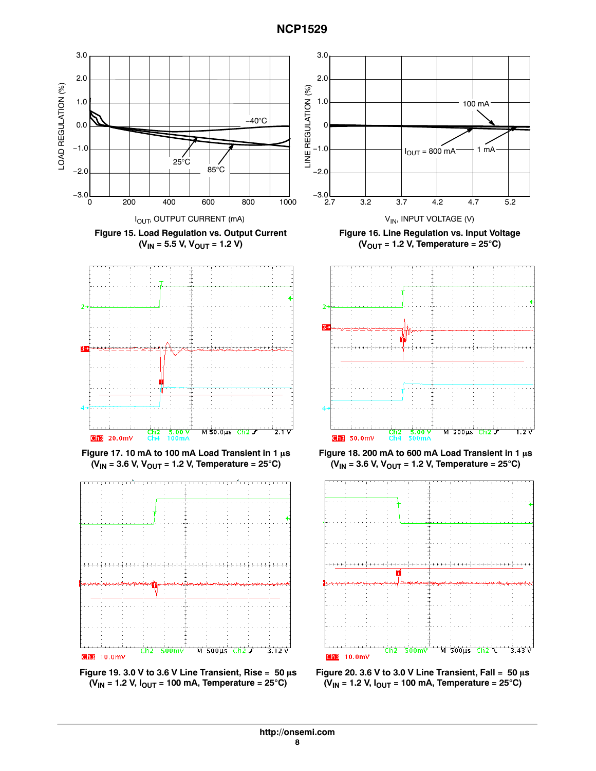**Figure 15. Load Regulation vs. Output Current ($V_{IN}$ = 5.5 V, $V_{OUT}$ = 1.2 V)**

**Figure 16. Line Regulation vs. Input Voltage ($V_{OUT}$ = 1.2 V, Temperature = 25°C)**

**Figure 17. 10 mA to 100 mA Load Transient in 1 μs ($V_{IN}$ = 3.6 V, $V_{OUT}$ = 1.2 V, Temperature = 25°C)**

**Figure 18. 200 mA to 600 mA Load Transient in 1 μs ($V_{IN}$ = 3.6 V, $V_{OUT}$ = 1.2 V, Temperature = 25°C)**

**Figure 19. 3.0 V to 3.6 V Line Transient, Rise = 50 μs ($V_{IN}$ = 1.2 V, $I_{OUT}$ = 100 mA, Temperature = 25°C)**

**Figure 20. 3.6 V to 3.0 V Line Transient, Fall = 50 μs ($V_{IN}$ = 1.2 V, $I_{OUT}$ = 100 mA, Temperature = 25°C)**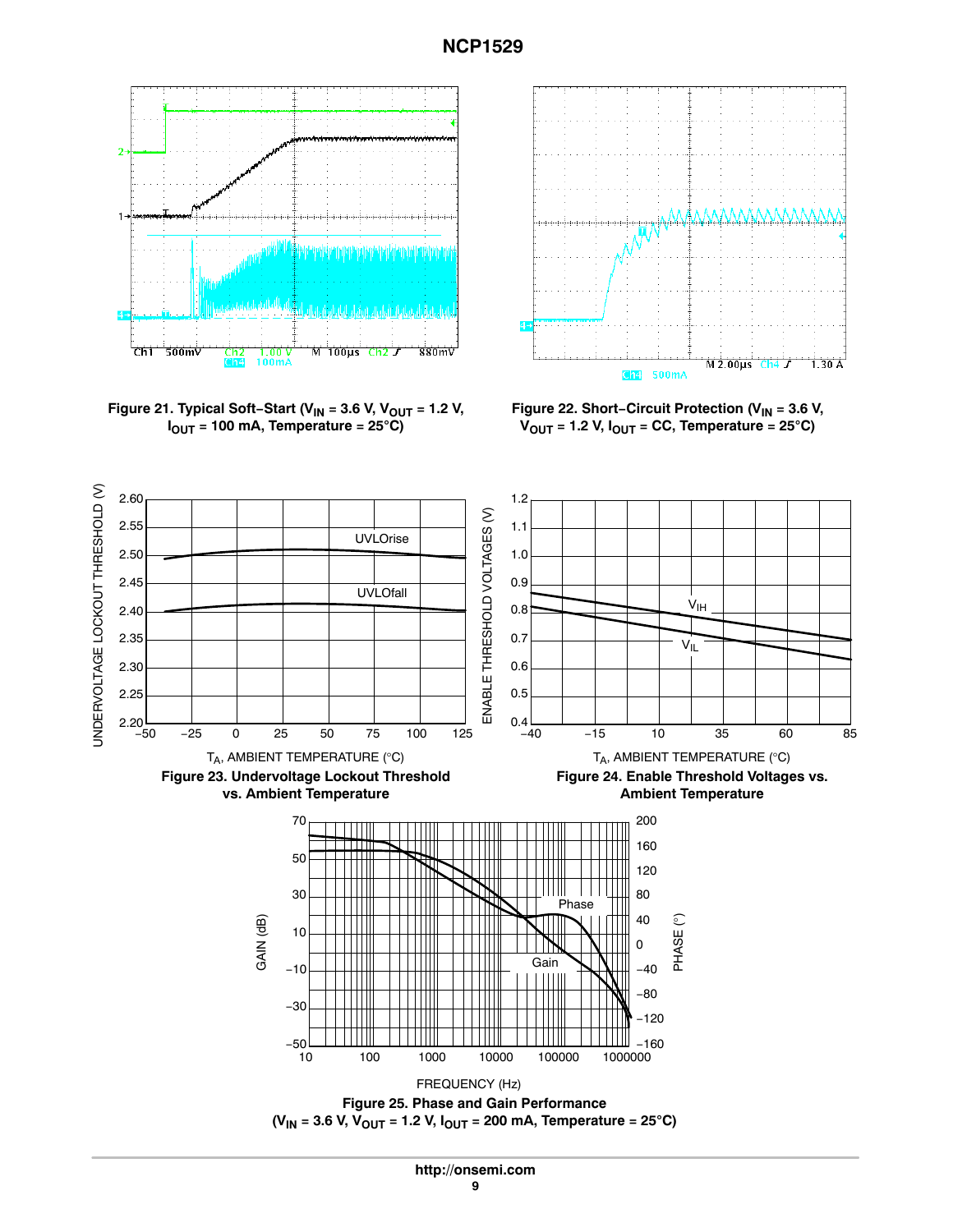Figure 21. Typical Soft−Start ($V_{IN}$ = 3.6 V, $V_{OUT}$ = 1.2 V, $I_{OUT}$ = 100 mA, Temperature = 25°C)

Figure 22. Short−Circuit Protection ($V_{IN}$ = 3.6 V, $V_{OUT}$ = 1.2 V, $I_{OUT}$ = CC, Temperature = 25°C)

Figure 23. Undervoltage Lockout Threshold vs. Ambient Temperature

Figure 24. Enable Threshold Voltages vs. Ambient Temperature

Figure 25. Phase and Gain Performance ($V_{IN}$ = 3.6 V, $V_{OUT}$ = 1.2 V, $I_{OUT}$ = 200 mA, Temperature = 25°C)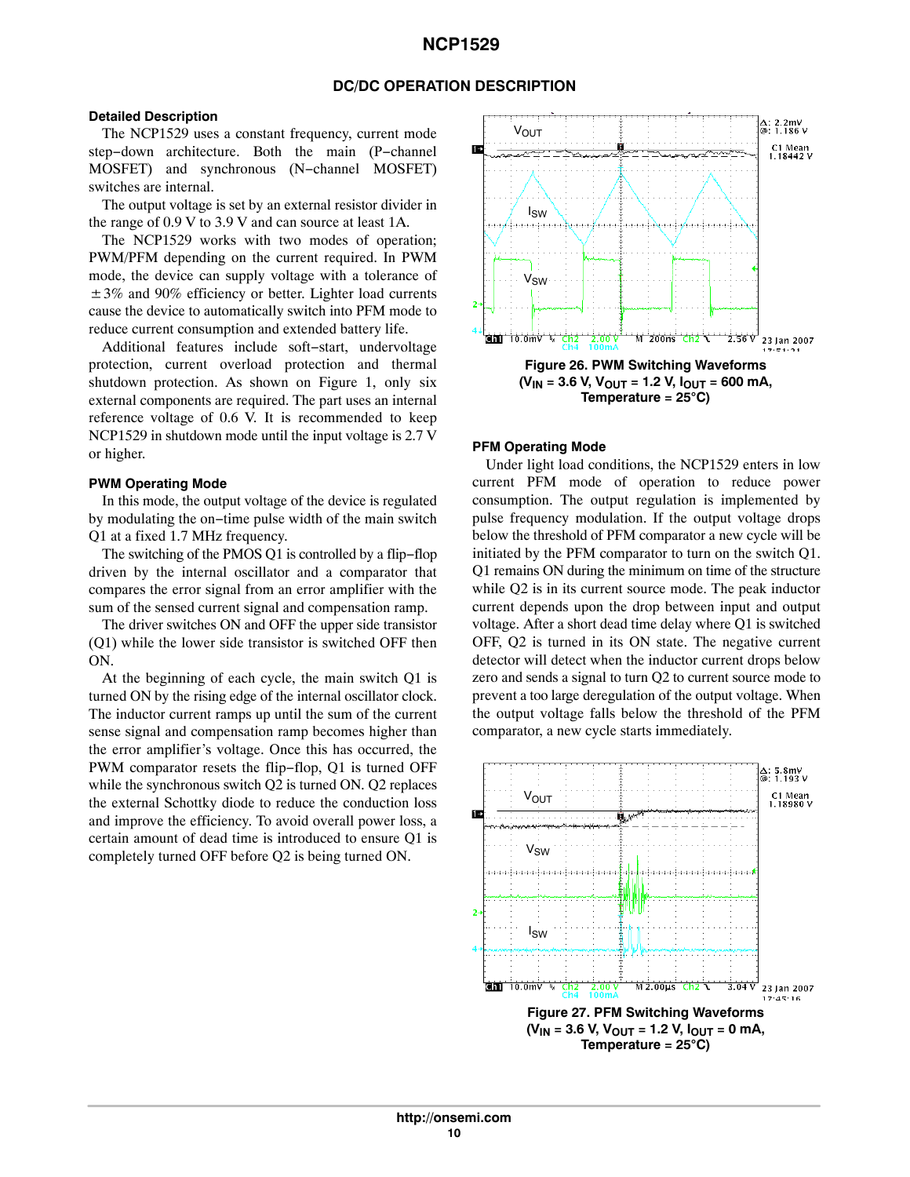## DC/DC OPERATION DESCRIPTION

### Detailed Description

The NCP1529 uses a constant frequency, current mode step−down architecture. Both the main (P−channel MOSFET) and synchronous (N−channel MOSFET) switches are internal.

The output voltage is set by an external resistor divider in the range of 0.9 V to 3.9 V and can source at least 1A.

The NCP1529 works with two modes of operation; PWM/PFM depending on the current required. In PWM mode, the device can supply voltage with a tolerance of ±3% and 90% efficiency or better. Lighter load currents cause the device to automatically switch into PFM mode to reduce current consumption and extended battery life.

Additional features include soft−start, undervoltage protection, current overload protection and thermal shutdown protection. As shown on Figure 1, only six external components are required. The part uses an internal reference voltage of 0.6 V. It is recommended to keep NCP1529 in shutdown mode until the input voltage is 2.7 V or higher.

### PWM Operating Mode

In this mode, the output voltage of the device is regulated by modulating the on−time pulse width of the main switch Q1 at a fixed 1.7 MHz frequency.

The switching of the PMOS Q1 is controlled by a flip−flop driven by the internal oscillator and a comparator that compares the error signal from an error amplifier with the sum of the sensed current signal and compensation ramp.

The driver switches ON and OFF the upper side transistor (Q1) while the lower side transistor is switched OFF then ON.

At the beginning of each cycle, the main switch Q1 is turned ON by the rising edge of the internal oscillator clock. The inductor current ramps up until the sum of the current sense signal and compensation ramp becomes higher than the error amplifier's voltage. Once this has occurred, the PWM comparator resets the flip−flop, Q1 is turned OFF while the synchronous switch Q2 is turned ON. Q2 replaces the external Schottky diode to reduce the conduction loss and improve the efficiency. To avoid overall power loss, a certain amount of dead time is introduced to ensure Q1 is completely turned OFF before Q2 is being turned ON.

**Figure 26. PWM Switching Waveforms ($V_{IN}$ = 3.6 V, $V_{OUT}$ = 1.2 V, $I_{OUT}$ = 600 mA, Temperature = 25°C)**

### PFM Operating Mode

Under light load conditions, the NCP1529 enters in low current PFM mode of operation to reduce power consumption. The output regulation is implemented by pulse frequency modulation. If the output voltage drops below the threshold of PFM comparator a new cycle will be initiated by the PFM comparator to turn on the switch Q1. Q1 remains ON during the minimum on time of the structure while Q2 is in its current source mode. The peak inductor current depends upon the drop between input and output voltage. After a short dead time delay where Q1 is switched OFF, Q2 is turned in its ON state. The negative current detector will detect when the inductor current drops below zero and sends a signal to turn Q2 to current source mode to prevent a too large deregulation of the output voltage. When the output voltage falls below the threshold of the PFM comparator, a new cycle starts immediately.

**Figure 27. PFM Switching Waveforms ($V_{IN}$ = 3.6 V, $V_{OUT}$ = 1.2 V, $I_{OUT}$ = 0 mA, Temperature = 25°C)**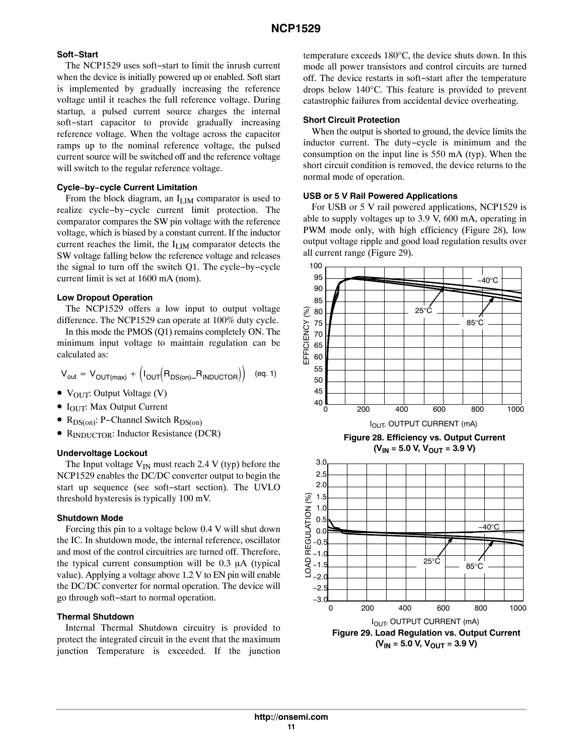### Soft−Start

The NCP1529 uses soft−start to limit the inrush current when the device is initially powered up or enabled. Soft start is implemented by gradually increasing the reference voltage until it reaches the full reference voltage. During startup, a pulsed current source charges the internal soft−start capacitor to provide gradually increasing reference voltage. When the voltage across the capacitor ramps up to the nominal reference voltage, the pulsed current source will be switched off and the reference voltage will switch to the regular reference voltage.

### Cycle−by−cycle Current Limitation

From the block diagram, an $I_{LIM}$ comparator is used to realize cycle−by−cycle current limit protection. The comparator compares the SW pin voltage with the reference voltage, which is biased by a constant current. If the inductor current reaches the limit, the $I_{LIM}$ comparator detects the SW voltage falling below the reference voltage and releases the signal to turn off the switch Q1. The cycle−by−cycle current limit is set at 1600 mA (nom).

### Low Dropout Operation

The NCP1529 offers a low input to output voltage difference. The NCP1529 can operate at 100% duty cycle.

In this mode the PMOS (Q1) remains completely ON. The minimum input voltage to maintain regulation can be calculated as:

$$V_{out} = V_{OUT(max)} + \left(I_{OUT}\left(R_{DS(on)} \_ R_{INDUCTOR}\right)\right) \quad \text{(eq. 1)}$$

- $V_{OUT}$: Output Voltage (V)
- $I_{OUT}$: Max Output Current
- $R_{DS(on)}$: P−Channel Switch $R_{DS(on)}$
- $R_{INDUCTOR}$: Inductor Resistance (DCR)

### Undervoltage Lockout

The Input voltage $V_{IN}$ must reach 2.4 V (typ) before the NCP1529 enables the DC/DC converter output to begin the start up sequence (see soft−start section). The UVLO threshold hysteresis is typically 100 mV.

### Shutdown Mode

Forcing this pin to a voltage below 0.4 V will shut down the IC. In shutdown mode, the internal reference, oscillator and most of the control circuitries are turned off. Therefore, the typical current consumption will be 0.3 μA (typical value). Applying a voltage above 1.2 V to EN pin will enable the DC/DC converter for normal operation. The device will go through soft−start to normal operation.

### Thermal Shutdown

Internal Thermal Shutdown circuitry is provided to protect the integrated circuit in the event that the maximum junction Temperature is exceeded. If the junction temperature exceeds 180°C, the device shuts down. In this mode all power transistors and control circuits are turned off. The device restarts in soft−start after the temperature drops below 140°C. This feature is provided to prevent catastrophic failures from accidental device overheating.

### Short Circuit Protection

When the output is shorted to ground, the device limits the inductor current. The duty−cycle is minimum and the consumption on the input line is 550 mA (typ). When the short circuit condition is removed, the device returns to the normal mode of operation.

### USB or 5 V Rail Powered Applications

For USB or 5 V rail powered applications, NCP1529 is able to supply voltages up to 3.9 V, 600 mA, operating in PWM mode only, with high efficiency (Figure 28), low output voltage ripple and good load regulation results over all current range (Figure 29).

**Figure 28. Efficiency vs. Output Current ($V_{IN}$ = 5.0 V, $V_{OUT}$ = 3.9 V)**

**Figure 29. Load Regulation vs. Output Current ($V_{IN}$ = 5.0 V, $V_{OUT}$ = 3.9 V)**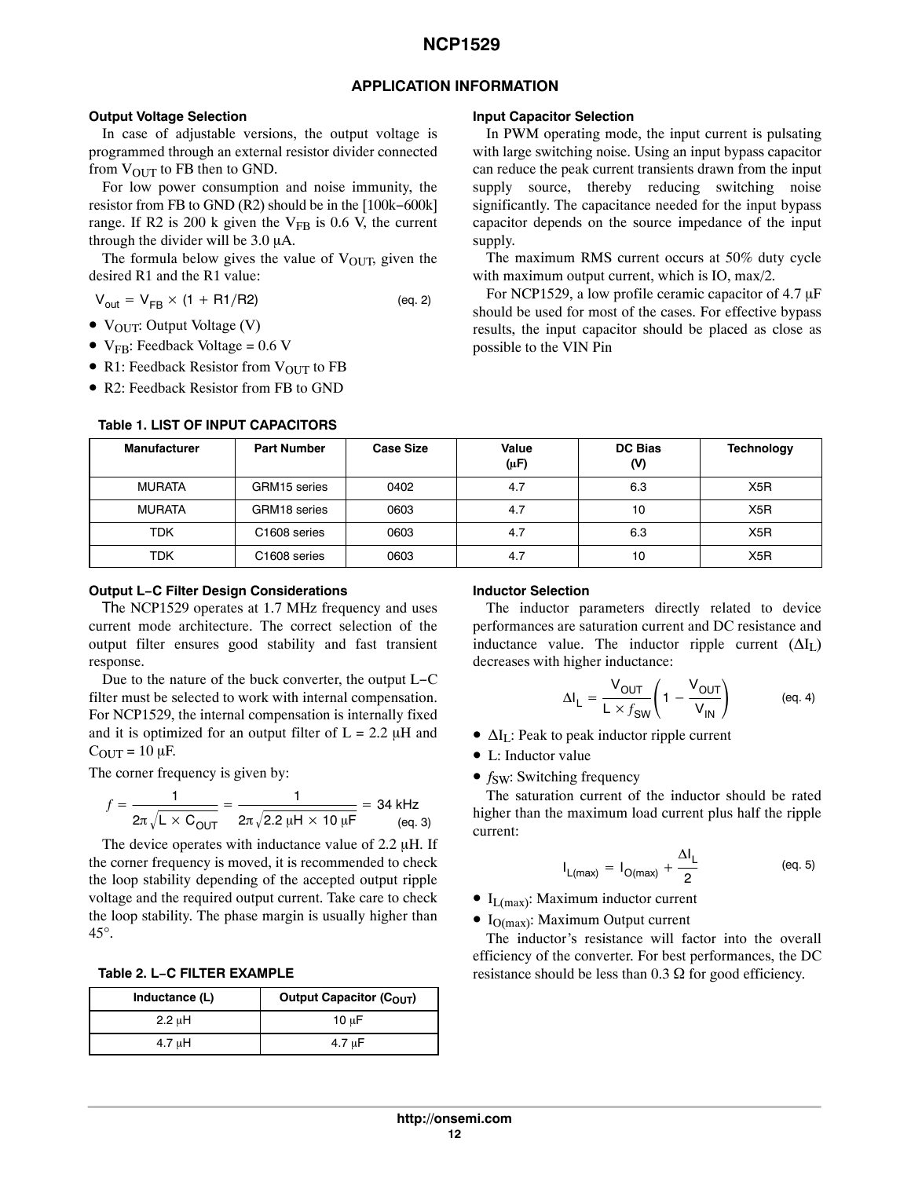## APPLICATION INFORMATION

### Output Voltage Selection

In case of adjustable versions, the output voltage is programmed through an external resistor divider connected from $V_{OUT}$ to FB then to GND.

For low power consumption and noise immunity, the resistor from FB to GND (R2) should be in the [100k−600k] range. If R2 is 200 k given the $V_{FB}$ is 0.6 V, the current through the divider will be 3.0 μA.

The formula below gives the value of $V_{OUT}$, given the desired R1 and the R1 value:

$$V_{out} = V_{FB} \times (1 + R1/R2) \qquad \text{(eq. 2)}$$

- $V_{OUT}$: Output Voltage (V)
- $V_{FB}$: Feedback Voltage = 0.6 V
- R1: Feedback Resistor from $V_{OUT}$ to FB
- R2: Feedback Resistor from FB to GND

### Input Capacitor Selection

In PWM operating mode, the input current is pulsating with large switching noise. Using an input bypass capacitor can reduce the peak current transients drawn from the input supply source, thereby reducing switching noise significantly. The capacitance needed for the input bypass capacitor depends on the source impedance of the input supply.

The maximum RMS current occurs at 50% duty cycle with maximum output current, which is IO, max/2.

For NCP1529, a low profile ceramic capacitor of 4.7 μF should be used for most of the cases. For effective bypass results, the input capacitor should be placed as close as possible to the VIN Pin

**Table 1. LIST OF INPUT CAPACITORS**

| Manufacturer | Part Number | Case Size | Value (μF) | DC Bias (V) | Technology |
|---|---|---|---|---|---|
| MURATA | GRM15 series | 0402 | 4.7 | 6.3 | X5R |
| MURATA | GRM18 series | 0603 | 4.7 | 10 | X5R |
| TDK | C1608 series | 0603 | 4.7 | 6.3 | X5R |
| TDK | C1608 series | 0603 | 4.7 | 10 | X5R |

### Output L−C Filter Design Considerations

The NCP1529 operates at 1.7 MHz frequency and uses current mode architecture. The correct selection of the output filter ensures good stability and fast transient response.

Due to the nature of the buck converter, the output L−C filter must be selected to work with internal compensation. For NCP1529, the internal compensation is internally fixed and it is optimized for an output filter of L = 2.2 μH and $C_{OUT}$ = 10 μF.

The corner frequency is given by:

$$f = \frac{1}{2\pi\sqrt{L \times C_{OUT}}} = \frac{1}{2\pi\sqrt{2.2\ \mu H \times 10\ \mu F}} = 34\ kHz \qquad \text{(eq. 3)}$$

The device operates with inductance value of 2.2 μH. If the corner frequency is moved, it is recommended to check the loop stability depending of the accepted output ripple voltage and the required output current. Take care to check the loop stability. The phase margin is usually higher than 45°.

**Table 2. L−C FILTER EXAMPLE**

| Inductance (L) | Output Capacitor ($C_{OUT}$) |
|---|---|
| 2.2 μH | 10 μF |
| 4.7 μH | 4.7 μF |

### Inductor Selection

The inductor parameters directly related to device performances are saturation current and DC resistance and inductance value. The inductor ripple current ($\Delta I_L$) decreases with higher inductance:

$$\Delta I_L = \frac{V_{OUT}}{L \times f_{SW}}\left(1 - \frac{V_{OUT}}{V_{IN}}\right) \qquad \text{(eq. 4)}$$

- $\Delta I_L$: Peak to peak inductor ripple current
- L: Inductor value
- $f_{SW}$: Switching frequency

The saturation current of the inductor should be rated higher than the maximum load current plus half the ripple current:

$$I_{L(max)} = I_{O(max)} + \frac{\Delta I_L}{2} \qquad \text{(eq. 5)}$$

- $I_{L(max)}$: Maximum inductor current
- $I_{O(max)}$: Maximum Output current

The inductor's resistance will factor into the overall efficiency of the converter. For best performances, the DC resistance should be less than 0.3 Ω for good efficiency.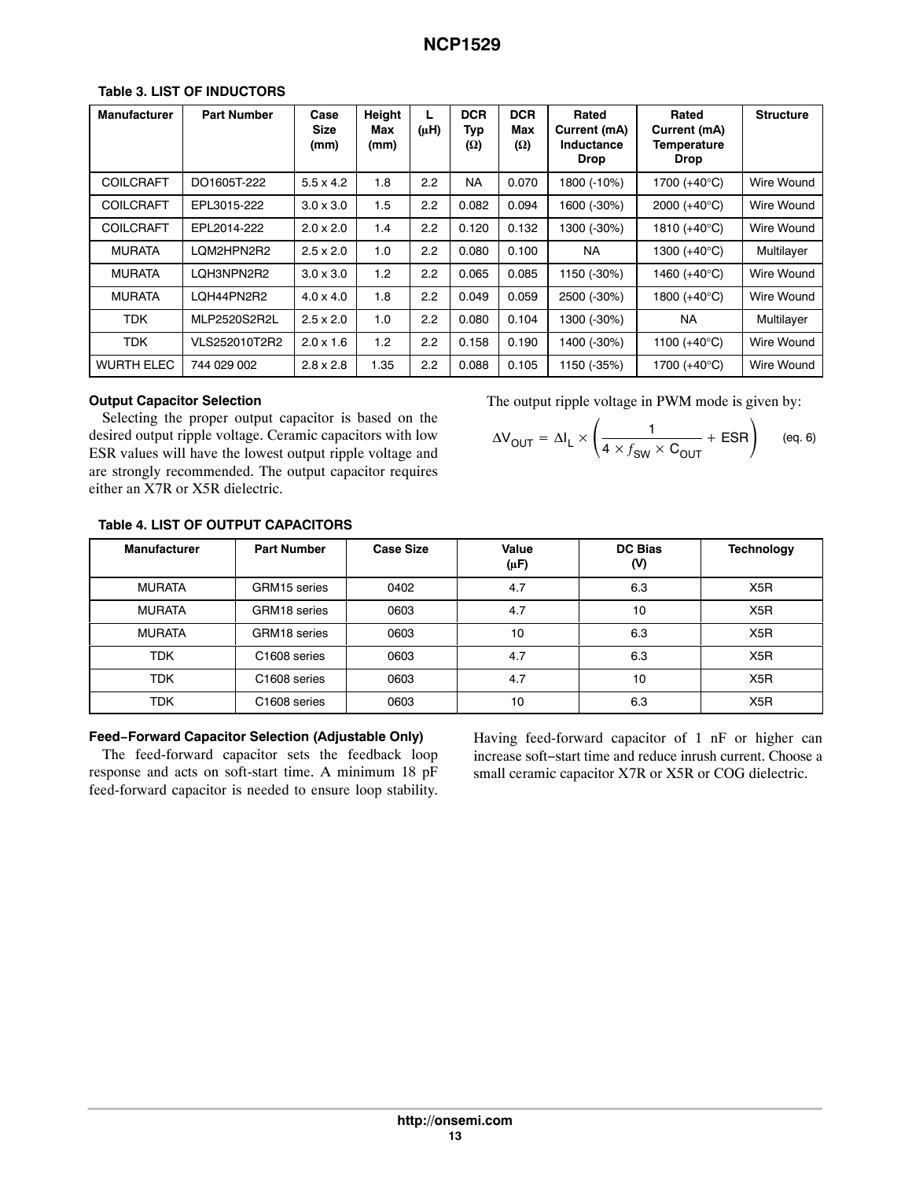**Table 3. LIST OF INDUCTORS**

| Manufacturer | Part Number | Case Size (mm) | Height Max (mm) | L (μH) | DCR Typ (Ω) | DCR Max (Ω) | Rated Current (mA) Inductance Drop | Rated Current (mA) Temperature Drop | Structure |
|---|---|---|---|---|---|---|---|---|---|
| COILCRAFT | DO1605T-222 | 5.5 x 4.2 | 1.8 | 2.2 | NA | 0.070 | 1800 (-10%) | 1700 (+40°C) | Wire Wound |
| COILCRAFT | EPL3015-222 | 3.0 x 3.0 | 1.5 | 2.2 | 0.082 | 0.094 | 1600 (-30%) | 2000 (+40°C) | Wire Wound |
| COILCRAFT | EPL2014-222 | 2.0 x 2.0 | 1.4 | 2.2 | 0.120 | 0.132 | 1300 (-30%) | 1810 (+40°C) | Wire Wound |
| MURATA | LQM2HPN2R2 | 2.5 x 2.0 | 1.0 | 2.2 | 0.080 | 0.100 | NA | 1300 (+40°C) | Multilayer |
| MURATA | LQH3NPN2R2 | 3.0 x 3.0 | 1.2 | 2.2 | 0.065 | 0.085 | 1150 (-30%) | 1460 (+40°C) | Wire Wound |
| MURATA | LQH44PN2R2 | 4.0 x 4.0 | 1.8 | 2.2 | 0.049 | 0.059 | 2500 (-30%) | 1800 (+40°C) | Wire Wound |
| TDK | MLP2520S2R2L | 2.5 x 2.0 | 1.0 | 2.2 | 0.080 | 0.104 | 1300 (-30%) | NA | Multilayer |
| TDK | VLS252010T2R2 | 2.0 x 1.6 | 1.2 | 2.2 | 0.158 | 0.190 | 1400 (-30%) | 1100 (+40°C) | Wire Wound |
| WURTH ELEC | 744 029 002 | 2.8 x 2.8 | 1.35 | 2.2 | 0.088 | 0.105 | 1150 (-35%) | 1700 (+40°C) | Wire Wound |

**Output Capacitor Selection**

Selecting the proper output capacitor is based on the desired output ripple voltage. Ceramic capacitors with low ESR values will have the lowest output ripple voltage and are strongly recommended. The output capacitor requires either an X7R or X5R dielectric.

The output ripple voltage in PWM mode is given by:

$$\Delta V_{OUT} = \Delta I_L \times \left( \frac{1}{4 \times f_{SW} \times C_{OUT}} + ESR \right) \qquad \text{(eq. 6)}$$

**Table 4. LIST OF OUTPUT CAPACITORS**

| Manufacturer | Part Number | Case Size | Value (μF) | DC Bias (V) | Technology |
|---|---|---|---|---|---|
| MURATA | GRM15 series | 0402 | 4.7 | 6.3 | X5R |
| MURATA | GRM18 series | 0603 | 4.7 | 10 | X5R |
| MURATA | GRM18 series | 0603 | 10 | 6.3 | X5R |
| TDK | C1608 series | 0603 | 4.7 | 6.3 | X5R |
| TDK | C1608 series | 0603 | 4.7 | 10 | X5R |
| TDK | C1608 series | 0603 | 10 | 6.3 | X5R |

**Feed−Forward Capacitor Selection (Adjustable Only)**

The feed-forward capacitor sets the feedback loop response and acts on soft-start time. A minimum 18 pF feed-forward capacitor is needed to ensure loop stability. Having feed-forward capacitor of 1 nF or higher can increase soft−start time and reduce inrush current. Choose a small ceramic capacitor X7R or X5R or COG dielectric.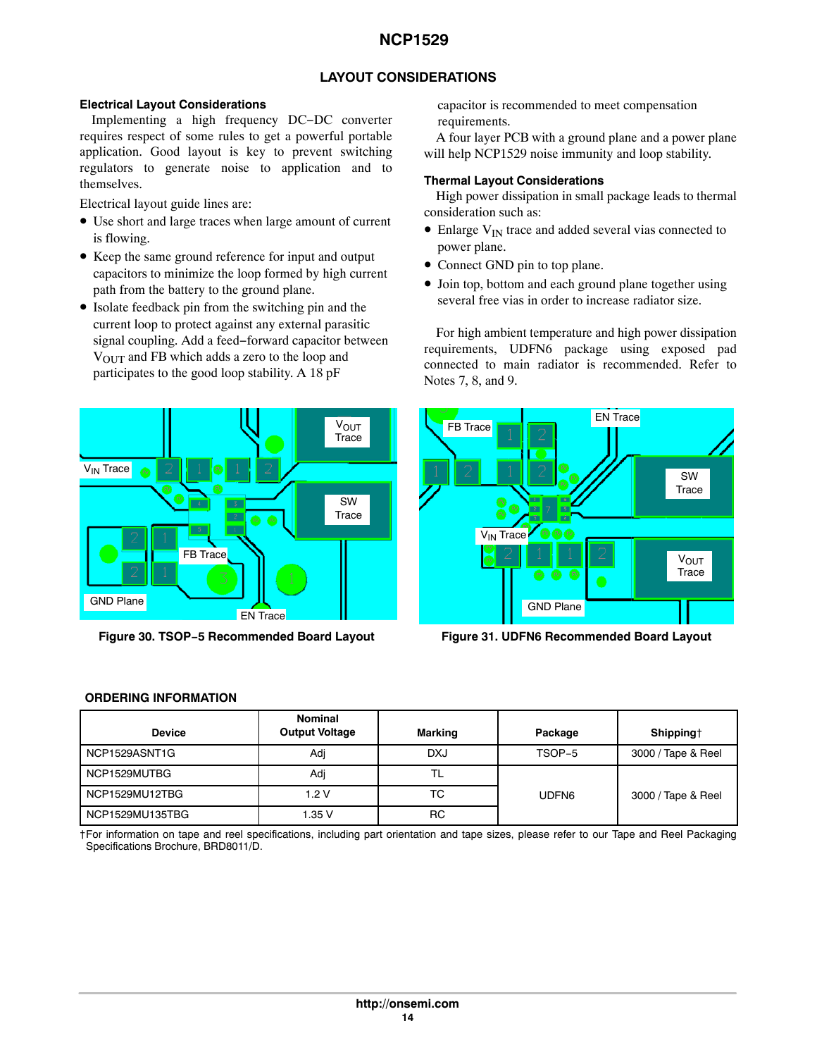## LAYOUT CONSIDERATIONS

### Electrical Layout Considerations

Implementing a high frequency DC−DC converter requires respect of some rules to get a powerful portable application. Good layout is key to prevent switching regulators to generate noise to application and to themselves.

Electrical layout guide lines are:

- Use short and large traces when large amount of current is flowing.
- Keep the same ground reference for input and output capacitors to minimize the loop formed by high current path from the battery to the ground plane.
- Isolate feedback pin from the switching pin and the current loop to protect against any external parasitic signal coupling. Add a feed−forward capacitor between $V_{OUT}$ and FB which adds a zero to the loop and participates to the good loop stability. A 18 pF capacitor is recommended to meet compensation requirements.

A four layer PCB with a ground plane and a power plane will help NCP1529 noise immunity and loop stability.

### Thermal Layout Considerations

High power dissipation in small package leads to thermal consideration such as:

- Enlarge $V_{IN}$ trace and added several vias connected to power plane.
- Connect GND pin to top plane.
- Join top, bottom and each ground plane together using several free vias in order to increase radiator size.

For high ambient temperature and high power dissipation requirements, UDFN6 package using exposed pad connected to main radiator is recommended. Refer to Notes 7, 8, and 9.

**Figure 30. TSOP−5 Recommended Board Layout**

**Figure 31. UDFN6 Recommended Board Layout**

## ORDERING INFORMATION

| Device | Nominal Output Voltage | Marking | Package | Shipping† |
|---|---|---|---|---|
| NCP1529ASNT1G | Adj | DXJ | TSOP−5 | 3000 / Tape & Reel |
| NCP1529MUTBG | Adj | TL | UDFN6 | 3000 / Tape & Reel |
| NCP1529MU12TBG | 1.2 V | TC | | |
| NCP1529MU135TBG | 1.35 V | RC | | |

†For information on tape and reel specifications, including part orientation and tape sizes, please refer to our Tape and Reel Packaging Specifications Brochure, BRD8011/D.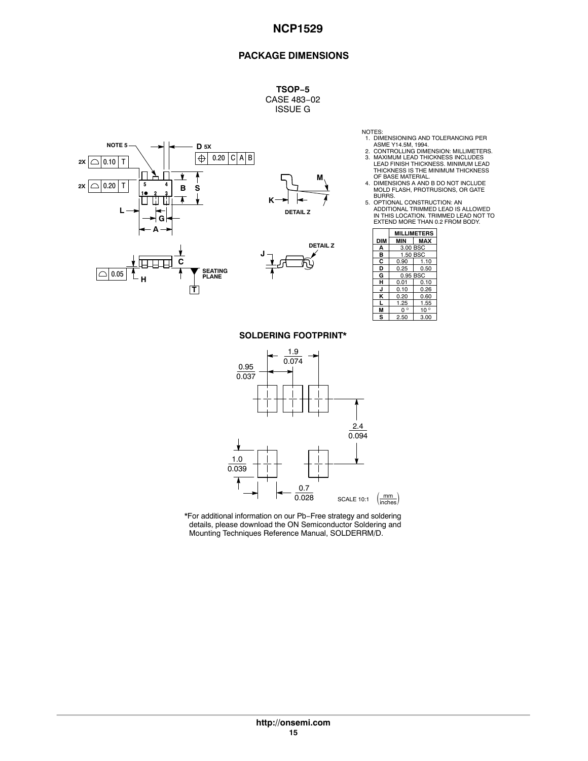## PACKAGE DIMENSIONS

**TSOP−5**
CASE 483−02
ISSUE G

NOTES:
1. DIMENSIONING AND TOLERANCING PER ASME Y14.5M, 1994.
2. CONTROLLING DIMENSION: MILLIMETERS.
3. MAXIMUM LEAD THICKNESS INCLUDES LEAD FINISH THICKNESS. MINIMUM LEAD THICKNESS IS THE MINIMUM THICKNESS OF BASE MATERIAL.
4. DIMENSIONS A AND B DO NOT INCLUDE MOLD FLASH, PROTRUSIONS, OR GATE BURRS.
5. OPTIONAL CONSTRUCTION: AN ADDITIONAL TRIMMED LEAD IS ALLOWED IN THIS LOCATION. TRIMMED LEAD NOT TO EXTEND MORE THAN 0.2 FROM BODY.

| DIM | MILLIMETERS MIN | MILLIMETERS MAX |
|---|---|---|
| A | 3.00 BSC | |
| B | 1.50 BSC | |
| C | 0.90 | 1.10 |
| D | 0.25 | 0.50 |
| G | 0.95 BSC | |
| H | 0.01 | 0.10 |
| J | 0.10 | 0.26 |
| K | 0.20 | 0.60 |
| L | 1.25 | 1.55 |
| M | 0 ° | 10 ° |
| S | 2.50 | 3.00 |

### SOLDERING FOOTPRINT*

*For additional information on our Pb−Free strategy and soldering details, please download the ON Semiconductor Soldering and Mounting Techniques Reference Manual, SOLDERRM/D.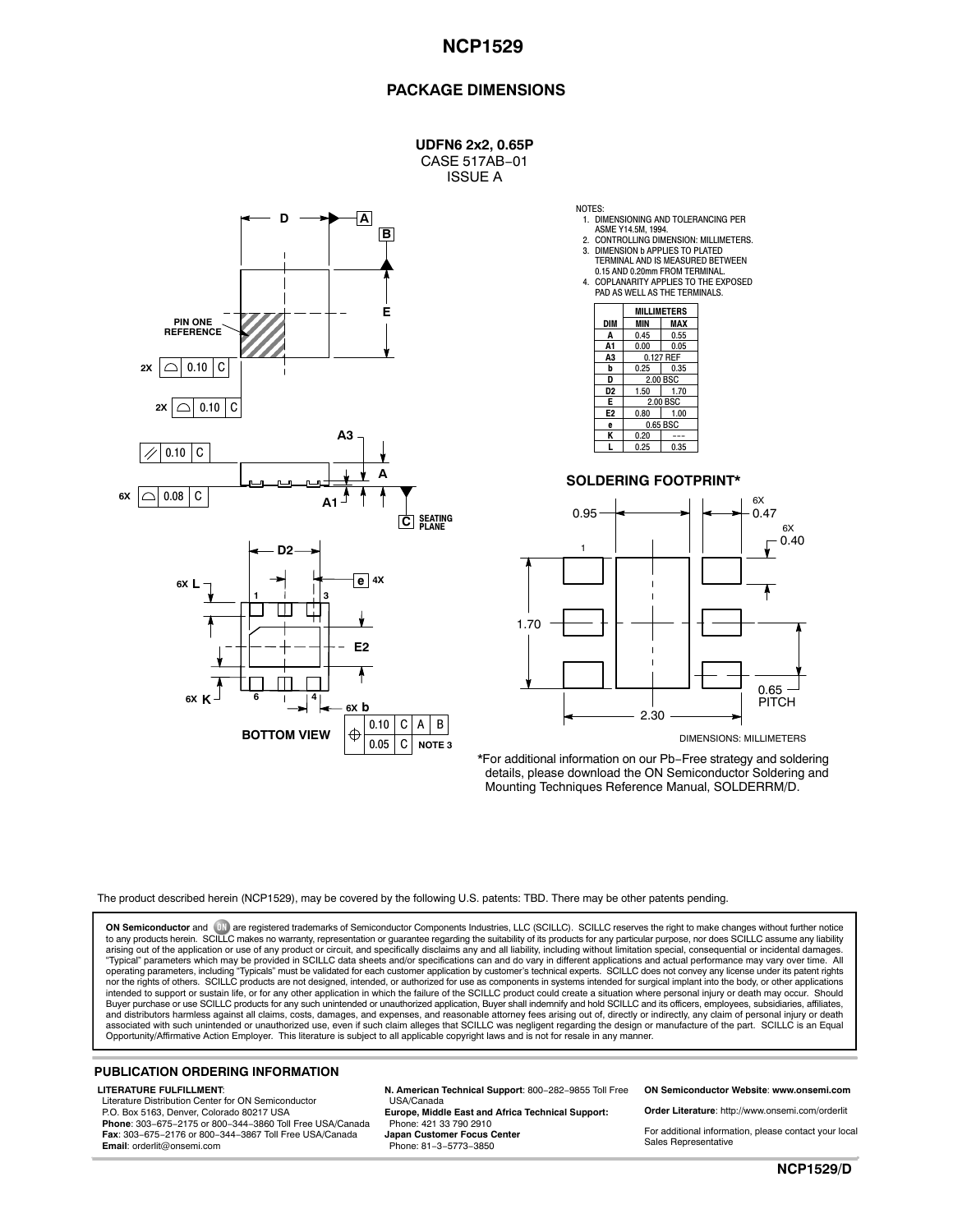## PACKAGE DIMENSIONS

**UDFN6 2x2, 0.65P**
CASE 517AB−01
ISSUE A

NOTES:
1. DIMENSIONING AND TOLERANCING PER ASME Y14.5M, 1994.
2. CONTROLLING DIMENSION: MILLIMETERS.
3. DIMENSION b APPLIES TO PLATED TERMINAL AND IS MEASURED BETWEEN 0.15 AND 0.20mm FROM TERMINAL.
4. COPLANARITY APPLIES TO THE EXPOSED PAD AS WELL AS THE TERMINALS.

| | MILLIMETERS | |
|---|---|---|
| DIM | MIN | MAX |
| A | 0.45 | 0.55 |
| A1 | 0.00 | 0.05 |
| A3 | 0.127 REF | |
| b | 0.25 | 0.35 |
| D | 2.00 BSC | |
| D2 | 1.50 | 1.70 |
| E | 2.00 BSC | |
| E2 | 0.80 | 1.00 |
| e | 0.65 BSC | |
| K | 0.20 | --- |
| L | 0.25 | 0.35 |

D
A
B
E
PIN ONE REFERENCE
2X 0.10 C
2X 0.10 C
0.10 C
6X 0.08 C
A3
A
A1
C SEATING PLANE
D2
e 4X
6X L
1 3
E2
6X K
6 4
6X b
0.10 C A B
0.05 C NOTE 3
BOTTOM VIEW

### SOLDERING FOOTPRINT*

0.95
6X 0.47
6X 0.40
1
1.70
0.65 PITCH
2.30

DIMENSIONS: MILLIMETERS

*For additional information on our Pb−Free strategy and soldering details, please download the ON Semiconductor Soldering and Mounting Techniques Reference Manual, SOLDERRM/D.

The product described herein (NCP1529), may be covered by the following U.S. patents: TBD. There may be other patents pending.

**ON Semiconductor** and ON are registered trademarks of Semiconductor Components Industries, LLC (SCILLC). SCILLC reserves the right to make changes without further notice to any products herein. SCILLC makes no warranty, representation or guarantee regarding the suitability of its products for any particular purpose, nor does SCILLC assume any liability arising out of the application or use of any product or circuit, and specifically disclaims any and all liability, including without limitation special, consequential or incidental damages. "Typical" parameters which may be provided in SCILLC data sheets and/or specifications can and do vary in different applications and actual performance may vary over time. All operating parameters, including "Typicals" must be validated for each customer application by customer's technical experts. SCILLC does not convey any license under its patent rights nor the rights of others. SCILLC products are not designed, intended, or authorized for use as components in systems intended for surgical implant into the body, or other applications intended to support or sustain life, or for any other application in which the failure of the SCILLC product could create a situation where personal injury or death may occur. Should Buyer purchase or use SCILLC products for any such unintended or unauthorized application, Buyer shall indemnify and hold SCILLC and its officers, employees, subsidiaries, affiliates, and distributors harmless against all claims, costs, damages, and expenses, and reasonable attorney fees arising out of, directly or indirectly, any claim of personal injury or death associated with such unintended or unauthorized use, even if such claim alleges that SCILLC was negligent regarding the design or manufacture of the part. SCILLC is an Equal Opportunity/Affirmative Action Employer. This literature is subject to all applicable copyright laws and is not for resale in any manner.

### PUBLICATION ORDERING INFORMATION

**LITERATURE FULFILLMENT**:
Literature Distribution Center for ON Semiconductor
P.O. Box 5163, Denver, Colorado 80217 USA
**Phone**: 303−675−2175 or 800−344−3860 Toll Free USA/Canada
**Fax**: 303−675−2176 or 800−344−3867 Toll Free USA/Canada
**Email**: orderlit@onsemi.com

**N. American Technical Support**: 800−282−9855 Toll Free USA/Canada
**Europe, Middle East and Africa Technical Support:**
Phone: 421 33 790 2910
**Japan Customer Focus Center**
Phone: 81−3−5773−3850

**ON Semiconductor Website**: **www.onsemi.com**

**Order Literature**: http://www.onsemi.com/orderlit

For additional information, please contact your local Sales Representative

**NCP1529/D**